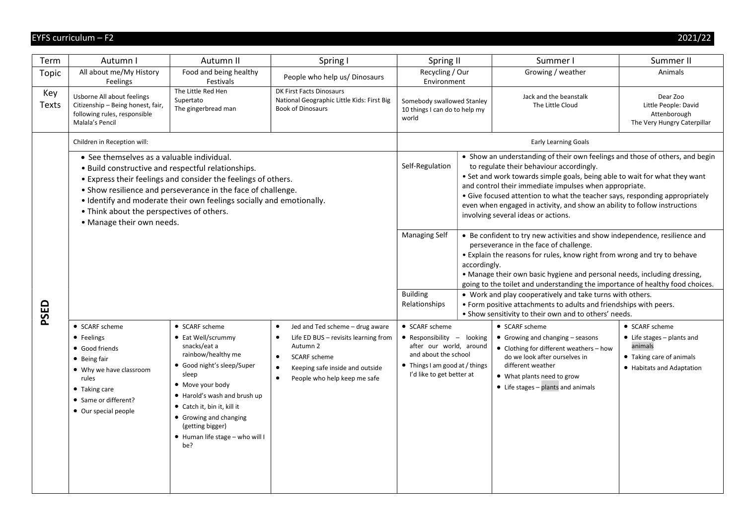# EYFS curriculum – F2 2021/22

| Term | Autumn I | Autumn II | Spring I | Spring II | Summer I | Summer II |
|---|---|---|---|---|---|---|
| Topic | All about me/My History<br>Feelings | Food and being healthy<br>Festivals | People who help us/ Dinosaurs | Recycling / Our Environment | Growing / weather | Animals |
| Key Texts | Usborne All about feelings<br>Citizenship – Being honest, fair, following rules, responsible<br>Malala's Pencil | The Little Red Hen<br>Supertato<br>The gingerbread man | DK First Facts Dinosaurs<br>National Geographic Little Kids: First Big Book of Dinosaurs | Somebody swallowed Stanley<br>10 things I can do to help my world | Jack and the beanstalk<br>The Little Cloud | Dear Zoo<br>Little People: David Attenborough<br>The Very Hungry Caterpillar |

## PSED

**Children in Reception will:**

- See themselves as a valuable individual.
- Build constructive and respectful relationships.
- Express their feelings and consider the feelings of others.
- Show resilience and perseverance in the face of challenge.
- Identify and moderate their own feelings socially and emotionally.
- Think about the perspectives of others.
- Manage their own needs.

**Early Learning Goals**

| | |
|---|---|
| Self-Regulation | • Show an understanding of their own feelings and those of others, and begin to regulate their behaviour accordingly.<br>• Set and work towards simple goals, being able to wait for what they want and control their immediate impulses when appropriate.<br>• Give focused attention to what the teacher says, responding appropriately even when engaged in activity, and show an ability to follow instructions involving several ideas or actions. |
| Managing Self | • Be confident to try new activities and show independence, resilience and perseverance in the face of challenge.<br>• Explain the reasons for rules, know right from wrong and try to behave accordingly.<br>• Manage their own basic hygiene and personal needs, including dressing, going to the toilet and understanding the importance of healthy food choices. |
| Building Relationships | • Work and play cooperatively and take turns with others.<br>• Form positive attachments to adults and friendships with peers.<br>• Show sensitivity to their own and to others' needs. |

| Autumn I | Autumn II | Spring I | Spring II | Summer I | Summer II |
|---|---|---|---|---|---|
| • SCARF scheme<br>• Feelings<br>• Good friends<br>• Being fair<br>• Why we have classroom rules<br>• Taking care<br>• Same or different?<br>• Our special people | • SCARF scheme<br>• Eat Well/scrummy snacks/eat a rainbow/healthy me<br>• Good night's sleep/Super sleep<br>• Move your body<br>• Harold's wash and brush up<br>• Catch it, bin it, kill it<br>• Growing and changing (getting bigger)<br>• Human life stage – who will I be? | • Jed and Ted scheme – drug aware<br>• Life ED BUS – revisits learning from Autumn 2<br>• SCARF scheme<br>• Keeping safe inside and outside<br>• People who help keep me safe | • SCARF scheme<br>• Responsibility – looking after our world, around and about the school<br>• Things I am good at / things I'd like to get better at | • SCARF scheme<br>• Growing and changing – seasons<br>• Clothing for different weathers – how do we look after ourselves in different weather<br>• What plants need to grow<br>• Life stages – plants and animals | • SCARF scheme<br>• Life stages – plants and animals<br>• Taking care of animals<br>• Habitats and Adaptation |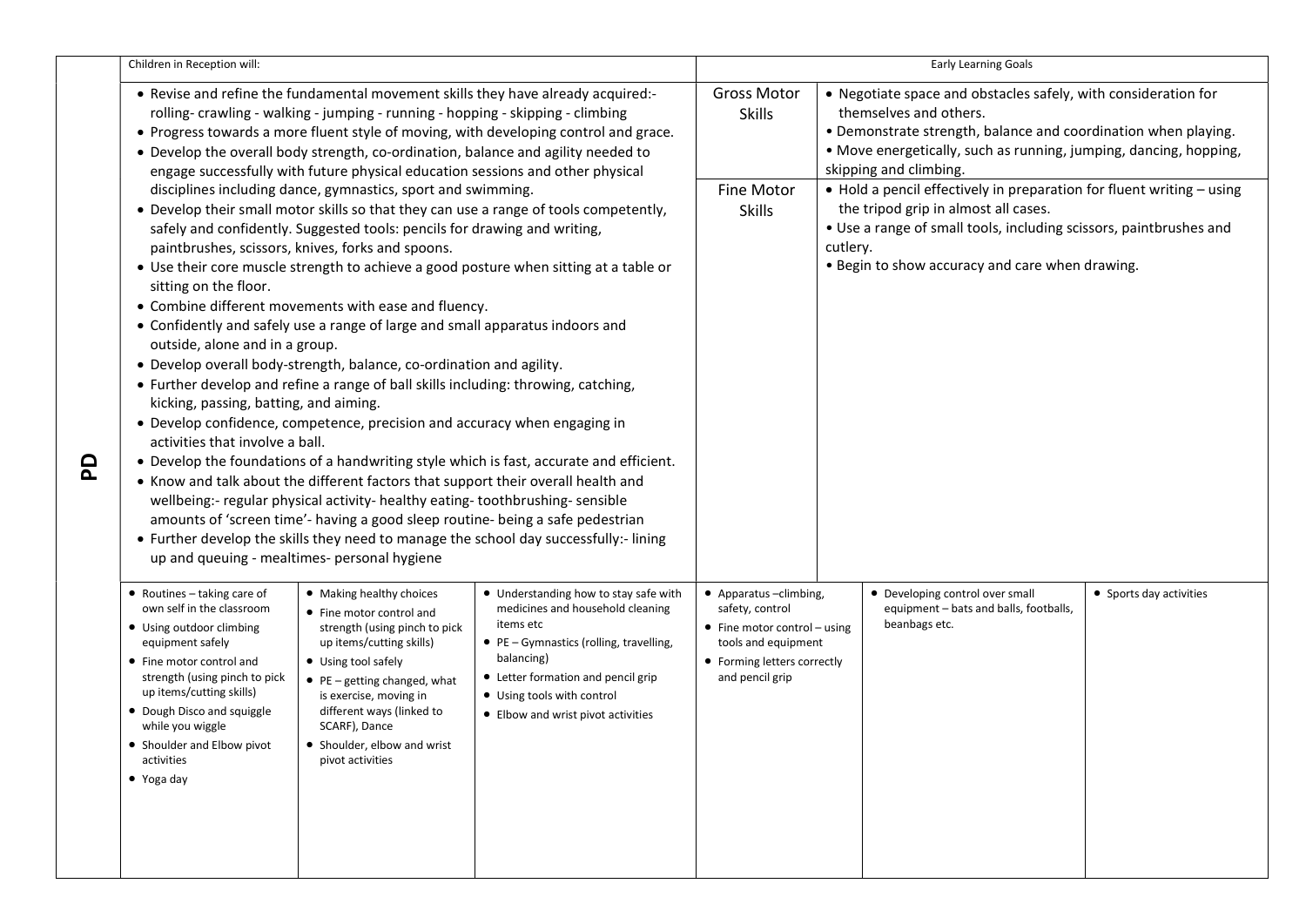| | Children in Reception will: | | | Early Learning Goals | | | |
|---|---|---|---|---|---|---|---|
| **PD** | • Revise and refine the fundamental movement skills they have already acquired:- rolling- crawling - walking - jumping - running - hopping - skipping - climbing<br>• Progress towards a more fluent style of moving, with developing control and grace.<br>• Develop the overall body strength, co-ordination, balance and agility needed to engage successfully with future physical education sessions and other physical disciplines including dance, gymnastics, sport and swimming.<br>• Develop their small motor skills so that they can use a range of tools competently, safely and confidently. Suggested tools: pencils for drawing and writing, paintbrushes, scissors, knives, forks and spoons.<br>• Use their core muscle strength to achieve a good posture when sitting at a table or sitting on the floor.<br>• Combine different movements with ease and fluency.<br>• Confidently and safely use a range of large and small apparatus indoors and outside, alone and in a group.<br>• Develop overall body-strength, balance, co-ordination and agility.<br>• Further develop and refine a range of ball skills including: throwing, catching, kicking, passing, batting, and aiming.<br>• Develop confidence, competence, precision and accuracy when engaging in activities that involve a ball.<br>• Develop the foundations of a handwriting style which is fast, accurate and efficient.<br>• Know and talk about the different factors that support their overall health and wellbeing:- regular physical activity- healthy eating- toothbrushing- sensible amounts of 'screen time'- having a good sleep routine- being a safe pedestrian<br>• Further develop the skills they need to manage the school day successfully:- lining up and queuing - mealtimes- personal hygiene | | | Gross Motor Skills<br><br>Fine Motor Skills | • Negotiate space and obstacles safely, with consideration for themselves and others.<br>• Demonstrate strength, balance and coordination when playing.<br>• Move energetically, such as running, jumping, dancing, hopping, skipping and climbing.<br><br>• Hold a pencil effectively in preparation for fluent writing – using the tripod grip in almost all cases.<br>• Use a range of small tools, including scissors, paintbrushes and cutlery.<br>• Begin to show accuracy and care when drawing. | | |
| | • Routines – taking care of own self in the classroom<br>• Using outdoor climbing equipment safely<br>• Fine motor control and strength (using pinch to pick up items/cutting skills)<br>• Dough Disco and squiggle while you wiggle<br>• Shoulder and Elbow pivot activities<br>• Yoga day | • Making healthy choices<br>• Fine motor control and strength (using pinch to pick up items/cutting skills)<br>• Using tool safely<br>• PE – getting changed, what is exercise, moving in different ways (linked to SCARF), Dance<br>• Shoulder, elbow and wrist pivot activities | • Understanding how to stay safe with medicines and household cleaning items etc<br>• PE – Gymnastics (rolling, travelling, balancing)<br>• Letter formation and pencil grip<br>• Using tools with control<br>• Elbow and wrist pivot activities | • Apparatus –climbing, safety, control<br>• Fine motor control – using tools and equipment<br>• Forming letters correctly and pencil grip | | • Developing control over small equipment – bats and balls, footballs, beanbags etc. | • Sports day activities |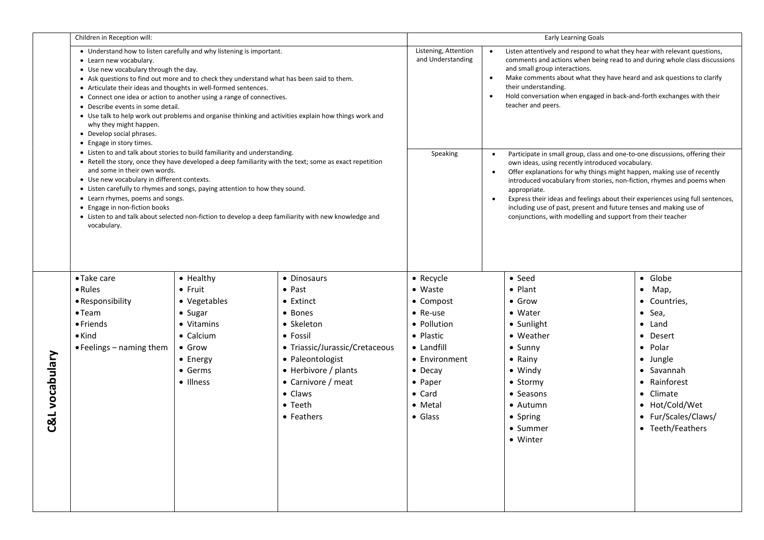| | Children in Reception will: | | | Early Learning Goals | | | |
|---|---|---|---|---|---|---|---|
| | • Understand how to listen carefully and why listening is important.<br>• Learn new vocabulary.<br>• Use new vocabulary through the day.<br>• Ask questions to find out more and to check they understand what has been said to them.<br>• Articulate their ideas and thoughts in well-formed sentences.<br>• Connect one idea or action to another using a range of connectives.<br>• Describe events in some detail.<br>• Use talk to help work out problems and organise thinking and activities explain how things work and why they might happen.<br>• Develop social phrases.<br>• Engage in story times.<br>• Listen to and talk about stories to build familiarity and understanding.<br>• Retell the story, once they have developed a deep familiarity with the text; some as exact repetition and some in their own words.<br>• Use new vocabulary in different contexts.<br>• Listen carefully to rhymes and songs, paying attention to how they sound.<br>• Learn rhymes, poems and songs.<br>• Engage in non-fiction books<br>• Listen to and talk about selected non-fiction to develop a deep familiarity with new knowledge and vocabulary. | | | Listening, Attention and Understanding | • Listen attentively and respond to what they hear with relevant questions, comments and actions when being read to and during whole class discussions and small group interactions.<br>• Make comments about what they have heard and ask questions to clarify their understanding.<br>• Hold conversation when engaged in back-and-forth exchanges with their teacher and peers. | | |
| | | | | Speaking | • Participate in small group, class and one-to-one discussions, offering their own ideas, using recently introduced vocabulary.<br>• Offer explanations for why things might happen, making use of recently introduced vocabulary from stories, non-fiction, rhymes and poems when appropriate.<br>• Express their ideas and feelings about their experiences using full sentences, including use of past, present and future tenses and making use of conjunctions, with modelling and support from their teacher | | |
| **C&L vocabulary** | • Take care<br>• Rules<br>• Responsibility<br>• Team<br>• Friends<br>• Kind<br>• Feelings – naming them | • Healthy<br>• Fruit<br>• Vegetables<br>• Sugar<br>• Vitamins<br>• Calcium<br>• Grow<br>• Energy<br>• Germs<br>• Illness | • Dinosaurs<br>• Past<br>• Extinct<br>• Bones<br>• Skeleton<br>• Fossil<br>• Triassic/Jurassic/Cretaceous<br>• Paleontologist<br>• Herbivore / plants<br>• Carnivore / meat<br>• Claws<br>• Teeth<br>• Feathers | • Recycle<br>• Waste<br>• Compost<br>• Re-use<br>• Pollution<br>• Plastic<br>• Landfill<br>• Environment<br>• Decay<br>• Paper<br>• Card<br>• Metal<br>• Glass | | • Seed<br>• Plant<br>• Grow<br>• Water<br>• Sunlight<br>• Weather<br>• Sunny<br>• Rainy<br>• Windy<br>• Stormy<br>• Seasons<br>• Autumn<br>• Spring<br>• Summer<br>• Winter | • Globe<br>• Map,<br>• Countries,<br>• Sea,<br>• Land<br>• Desert<br>• Polar<br>• Jungle<br>• Savannah<br>• Rainforest<br>• Climate<br>• Hot/Cold/Wet<br>• Fur/Scales/Claws/<br>• Teeth/Feathers |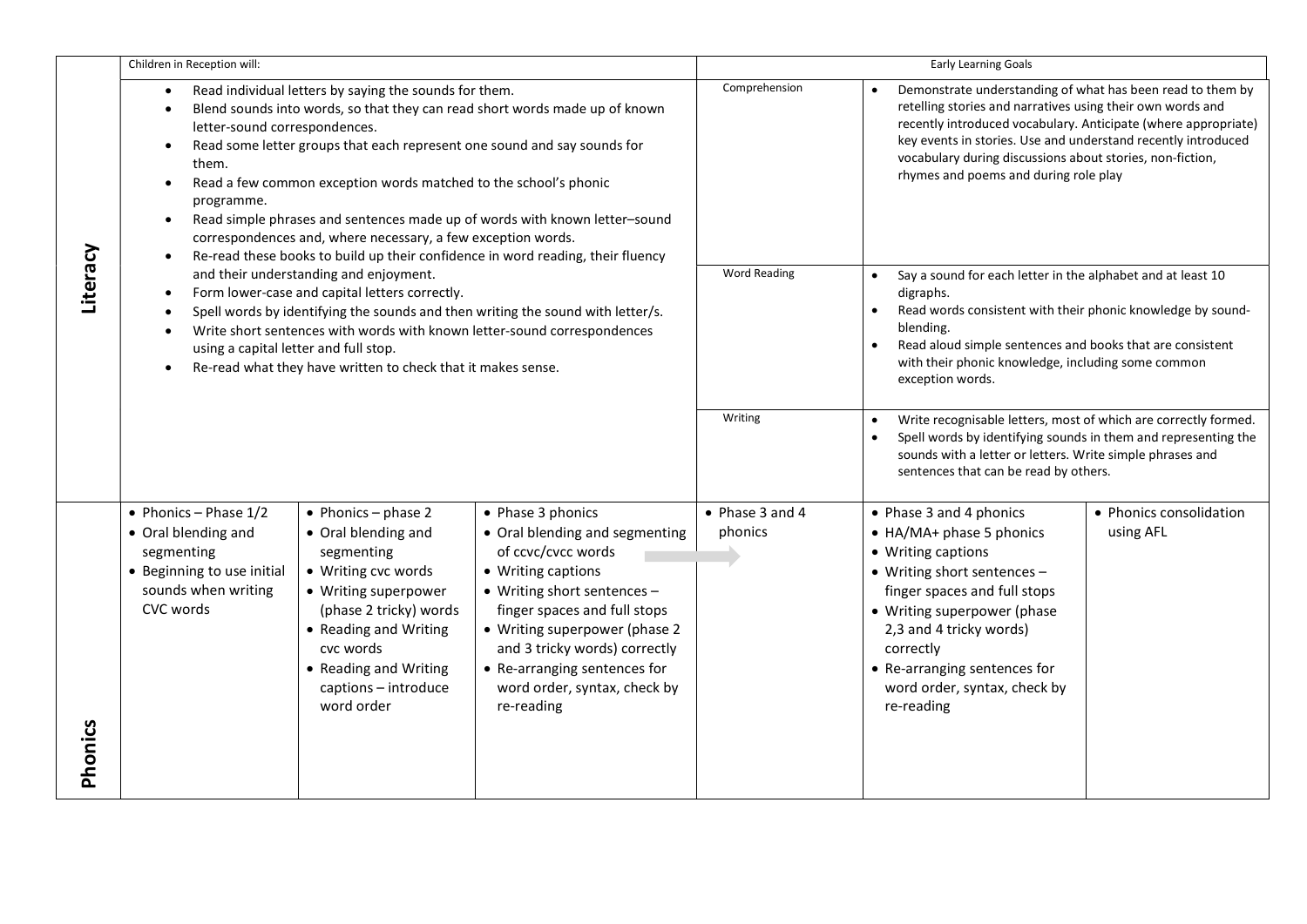| | Children in Reception will: | | | Early Learning Goals | | |
|---|---|---|---|---|---|---|
| **Literacy** | • Read individual letters by saying the sounds for them.<br>• Blend sounds into words, so that they can read short words made up of known letter-sound correspondences.<br>• Read some letter groups that each represent one sound and say sounds for them.<br>• Read a few common exception words matched to the school's phonic programme.<br>• Read simple phrases and sentences made up of words with known letter–sound correspondences and, where necessary, a few exception words.<br>• Re-read these books to build up their confidence in word reading, their fluency and their understanding and enjoyment.<br>• Form lower-case and capital letters correctly.<br>• Spell words by identifying the sounds and then writing the sound with letter/s.<br>• Write short sentences with words with known letter-sound correspondences using a capital letter and full stop.<br>• Re-read what they have written to check that it makes sense. | | | Comprehension | • Demonstrate understanding of what has been read to them by retelling stories and narratives using their own words and recently introduced vocabulary. Anticipate (where appropriate) key events in stories. Use and understand recently introduced vocabulary during discussions about stories, non-fiction, rhymes and poems and during role play | |
| | | | | Word Reading | • Say a sound for each letter in the alphabet and at least 10 digraphs.<br>• Read words consistent with their phonic knowledge by sound-blending.<br>• Read aloud simple sentences and books that are consistent with their phonic knowledge, including some common exception words. | |
| | | | | Writing | • Write recognisable letters, most of which are correctly formed.<br>• Spell words by identifying sounds in them and representing the sounds with a letter or letters. Write simple phrases and sentences that can be read by others. | |
| **Phonics** | • Phonics – Phase 1/2<br>• Oral blending and segmenting<br>• Beginning to use initial sounds when writing CVC words | • Phonics – phase 2<br>• Oral blending and segmenting<br>• Writing cvc words<br>• Writing superpower (phase 2 tricky) words<br>• Reading and Writing cvc words<br>• Reading and Writing captions – introduce word order | • Phase 3 phonics<br>• Oral blending and segmenting of ccvc/cvcc words<br>• Writing captions<br>• Writing short sentences – finger spaces and full stops<br>• Writing superpower (phase 2 and 3 tricky words) correctly<br>• Re-arranging sentences for word order, syntax, check by re-reading | • Phase 3 and 4 phonics | • Phase 3 and 4 phonics<br>• HA/MA+ phase 5 phonics<br>• Writing captions<br>• Writing short sentences – finger spaces and full stops<br>• Writing superpower (phase 2,3 and 4 tricky words) correctly<br>• Re-arranging sentences for word order, syntax, check by re-reading | • Phonics consolidation using AFL |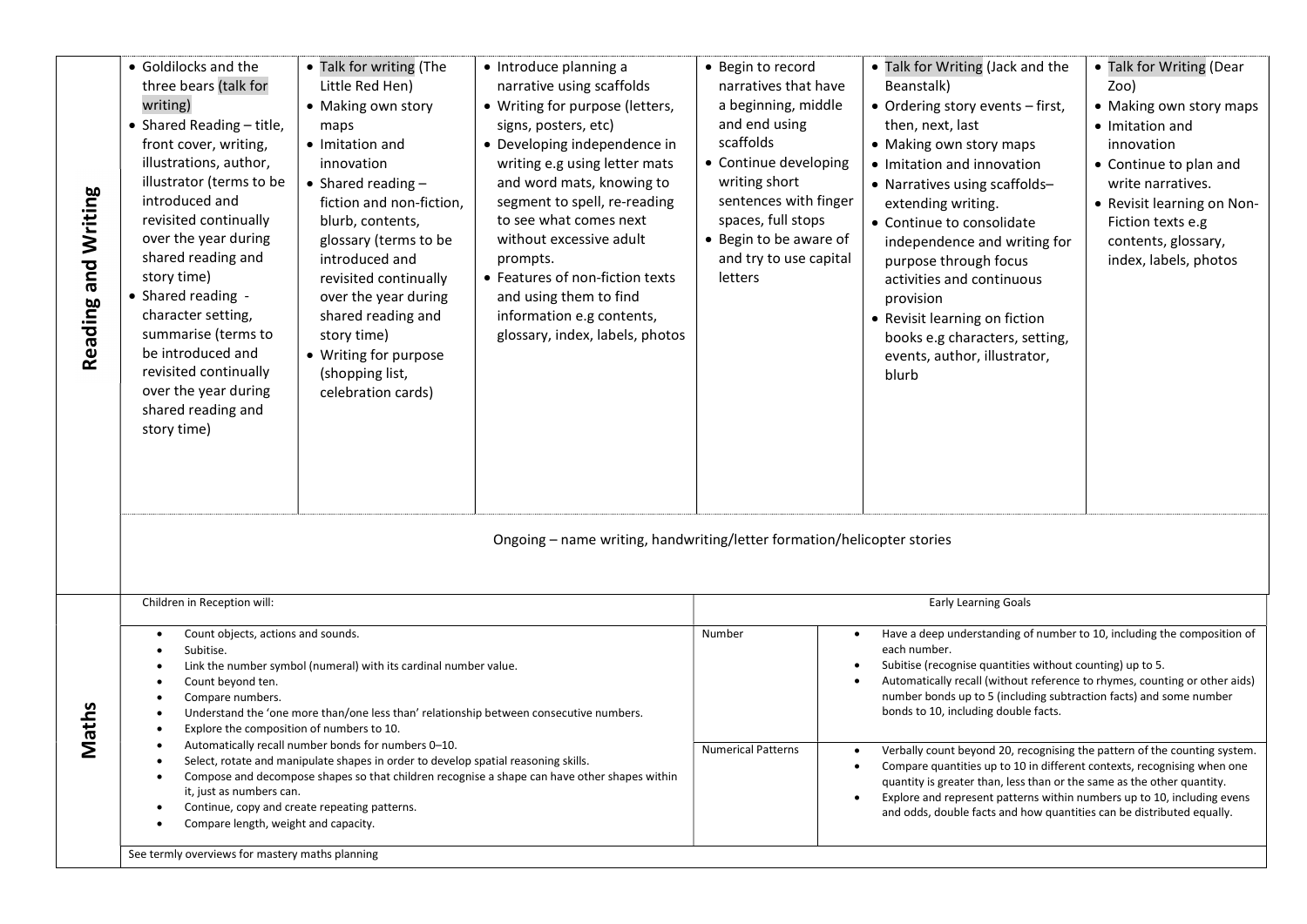| | | | | | | |
|---|---|---|---|---|---|---|
| **Reading and Writing** | • Goldilocks and the three bears (talk for writing)<br>• Shared Reading – title, front cover, writing, illustrations, author, illustrator (terms to be introduced and revisited continually over the year during shared reading and story time)<br>• Shared reading - character setting, summarise (terms to be introduced and revisited continually over the year during shared reading and story time) | • Talk for writing (The Little Red Hen)<br>• Making own story maps<br>• Imitation and innovation<br>• Shared reading – fiction and non-fiction, blurb, contents, glossary (terms to be introduced and revisited continually over the year during shared reading and story time)<br>• Writing for purpose (shopping list, celebration cards) | • Introduce planning a narrative using scaffolds<br>• Writing for purpose (letters, signs, posters, etc)<br>• Developing independence in writing e.g using letter mats and word mats, knowing to segment to spell, re-reading to see what comes next without excessive adult prompts.<br>• Features of non-fiction texts and using them to find information e.g contents, glossary, index, labels, photos | • Begin to record narratives that have a beginning, middle and end using scaffolds<br>• Continue developing writing short sentences with finger spaces, full stops<br>• Begin to be aware of and try to use capital letters | • Talk for Writing (Jack and the Beanstalk)<br>• Ordering story events – first, then, next, last<br>• Making own story maps<br>• Imitation and innovation<br>• Narratives using scaffolds– extending writing.<br>• Continue to consolidate independence and writing for purpose through focus activities and continuous provision<br>• Revisit learning on fiction books e.g characters, setting, events, author, illustrator, blurb | • Talk for Writing (Dear Zoo)<br>• Making own story maps<br>• Imitation and innovation<br>• Continue to plan and write narratives.<br>• Revisit learning on Non-Fiction texts e.g contents, glossary, index, labels, photos |
| | Ongoing – name writing, handwriting/letter formation/helicopter stories | | | | | |

| **Maths** | Children in Reception will: | Early Learning Goals | |
|---|---|---|---|
| | • Count objects, actions and sounds.<br>• Subitise.<br>• Link the number symbol (numeral) with its cardinal number value.<br>• Count beyond ten.<br>• Compare numbers.<br>• Understand the 'one more than/one less than' relationship between consecutive numbers.<br>• Explore the composition of numbers to 10.<br>• Automatically recall number bonds for numbers 0–10.<br>• Select, rotate and manipulate shapes in order to develop spatial reasoning skills.<br>• Compose and decompose shapes so that children recognise a shape can have other shapes within it, just as numbers can.<br>• Continue, copy and create repeating patterns.<br>• Compare length, weight and capacity. | Number | • Have a deep understanding of number to 10, including the composition of each number.<br>• Subitise (recognise quantities without counting) up to 5.<br>• Automatically recall (without reference to rhymes, counting or other aids) number bonds up to 5 (including subtraction facts) and some number bonds to 10, including double facts. |
| | | Numerical Patterns | • Verbally count beyond 20, recognising the pattern of the counting system.<br>• Compare quantities up to 10 in different contexts, recognising when one quantity is greater than, less than or the same as the other quantity.<br>• Explore and represent patterns within numbers up to 10, including evens and odds, double facts and how quantities can be distributed equally. |
| | See termly overviews for mastery maths planning | | |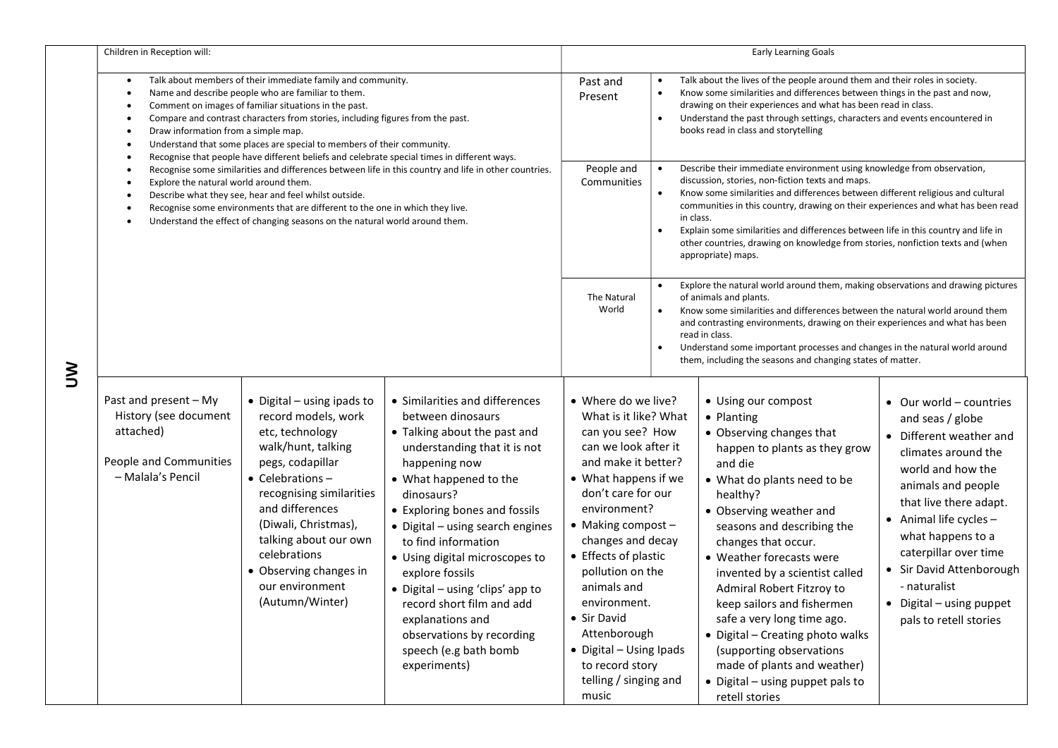**UW**

| Children in Reception will: | Early Learning Goals | |
|---|---|---|
| • Talk about members of their immediate family and community.<br>• Name and describe people who are familiar to them.<br>• Comment on images of familiar situations in the past.<br>• Compare and contrast characters from stories, including figures from the past.<br>• Draw information from a simple map.<br>• Understand that some places are special to members of their community.<br>• Recognise that people have different beliefs and celebrate special times in different ways.<br>• Recognise some similarities and differences between life in this country and life in other countries.<br>• Explore the natural world around them.<br>• Describe what they see, hear and feel whilst outside.<br>• Recognise some environments that are different to the one in which they live.<br>• Understand the effect of changing seasons on the natural world around them. | Past and Present | • Talk about the lives of the people around them and their roles in society.<br>• Know some similarities and differences between things in the past and now, drawing on their experiences and what has been read in class.<br>• Understand the past through settings, characters and events encountered in books read in class and storytelling |
| | People and Communities | • Describe their immediate environment using knowledge from observation, discussion, stories, non-fiction texts and maps.<br>• Know some similarities and differences between different religious and cultural communities in this country, drawing on their experiences and what has been read in class.<br>• Explain some similarities and differences between life in this country and life in other countries, drawing on knowledge from stories, nonfiction texts and (when appropriate) maps. |
| | The Natural World | • Explore the natural world around them, making observations and drawing pictures of animals and plants.<br>• Know some similarities and differences between the natural world around them and contrasting environments, drawing on their experiences and what has been read in class.<br>• Understand some important processes and changes in the natural world around them, including the seasons and changing states of matter. |

| | | | | | |
|---|---|---|---|---|---|
| Past and present – My History (see document attached)<br><br>People and Communities – Malala's Pencil | • Digital – using ipads to record models, work etc, technology walk/hunt, talking pegs, codapillar<br>• Celebrations – recognising similarities and differences (Diwali, Christmas), talking about our own celebrations<br>• Observing changes in our environment (Autumn/Winter) | • Similarities and differences between dinosaurs<br>• Talking about the past and understanding that it is not happening now<br>• What happened to the dinosaurs?<br>• Exploring bones and fossils<br>• Digital – using search engines to find information<br>• Using digital microscopes to explore fossils<br>• Digital – using 'clips' app to record short film and add explanations and observations by recording speech (e.g bath bomb experiments) | • Where do we live? What is it like? What can you see? How can we look after it and make it better?<br>• What happens if we don't care for our environment?<br>• Making compost – changes and decay<br>• Effects of plastic pollution on the animals and environment.<br>• Sir David Attenborough<br>• Digital – Using Ipads to record story telling / singing and music | • Using our compost<br>• Planting<br>• Observing changes that happen to plants as they grow and die<br>• What do plants need to be healthy?<br>• Observing weather and seasons and describing the changes that occur.<br>• Weather forecasts were invented by a scientist called Admiral Robert Fitzroy to keep sailors and fishermen safe a very long time ago.<br>• Digital – Creating photo walks (supporting observations made of plants and weather)<br>• Digital – using puppet pals to retell stories | • Our world – countries and seas / globe<br>• Different weather and climates around the world and how the animals and people that live there adapt.<br>• Animal life cycles – what happens to a caterpillar over time<br>• Sir David Attenborough - naturalist<br>• Digital – using puppet pals to retell stories |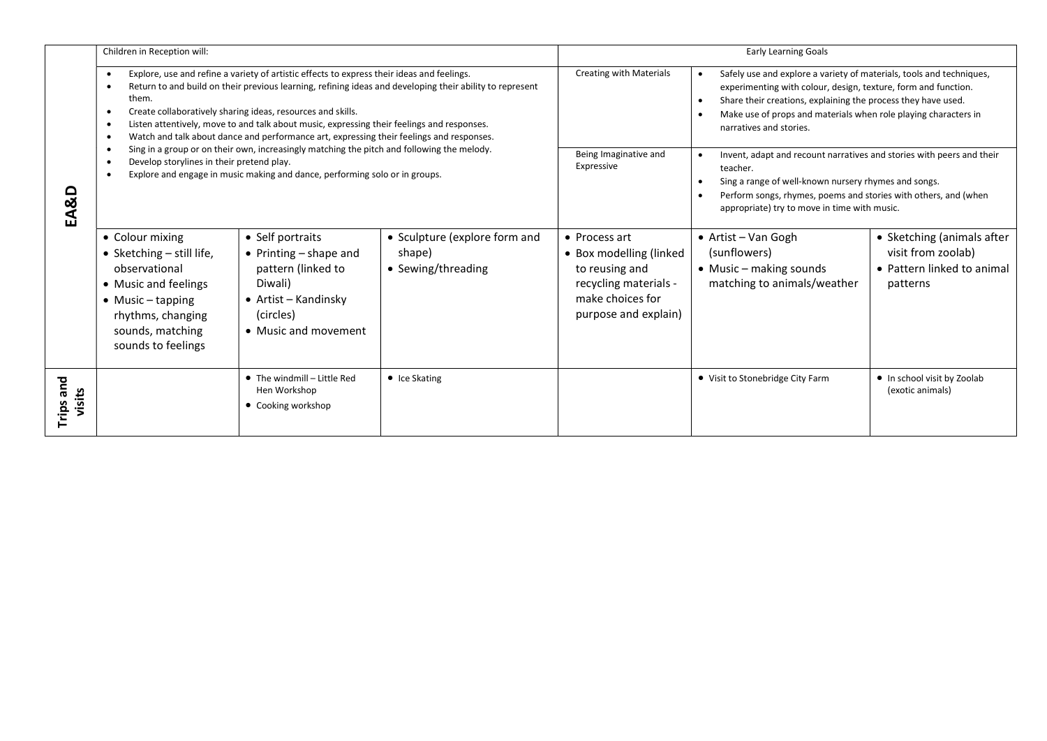| | | | | | | |
|---|---|---|---|---|---|---|
| **EA&D** | Children in Reception will:<br>• Explore, use and refine a variety of artistic effects to express their ideas and feelings.<br>• Return to and build on their previous learning, refining ideas and developing their ability to represent them.<br>• Create collaboratively sharing ideas, resources and skills.<br>• Listen attentively, move to and talk about music, expressing their feelings and responses.<br>• Watch and talk about dance and performance art, expressing their feelings and responses.<br>• Sing in a group or on their own, increasingly matching the pitch and following the melody.<br>• Develop storylines in their pretend play.<br>• Explore and engage in music making and dance, performing solo or in groups. | | | Early Learning Goals<br>Creating with Materials<br><br>Being Imaginative and Expressive | • Safely use and explore a variety of materials, tools and techniques, experimenting with colour, design, texture, form and function.<br>• Share their creations, explaining the process they have used.<br>• Make use of props and materials when role playing characters in narratives and stories.<br><br>• Invent, adapt and recount narratives and stories with peers and their teacher.<br>• Sing a range of well-known nursery rhymes and songs.<br>• Perform songs, rhymes, poems and stories with others, and (when appropriate) try to move in time with music. | |
| | • Colour mixing<br>• Sketching – still life, observational<br>• Music and feelings<br>• Music – tapping rhythms, changing sounds, matching sounds to feelings | • Self portraits<br>• Printing – shape and pattern (linked to Diwali)<br>• Artist – Kandinsky (circles)<br>• Music and movement | • Sculpture (explore form and shape)<br>• Sewing/threading | • Process art<br>• Box modelling (linked to reusing and recycling materials - make choices for purpose and explain) | • Artist – Van Gogh (sunflowers)<br>• Music – making sounds matching to animals/weather | • Sketching (animals after visit from zoolab)<br>• Pattern linked to animal patterns |
| **Trips and visits** | | • The windmill – Little Red Hen Workshop<br>• Cooking workshop | • Ice Skating | | • Visit to Stonebridge City Farm | • In school visit by Zoolab (exotic animals) |